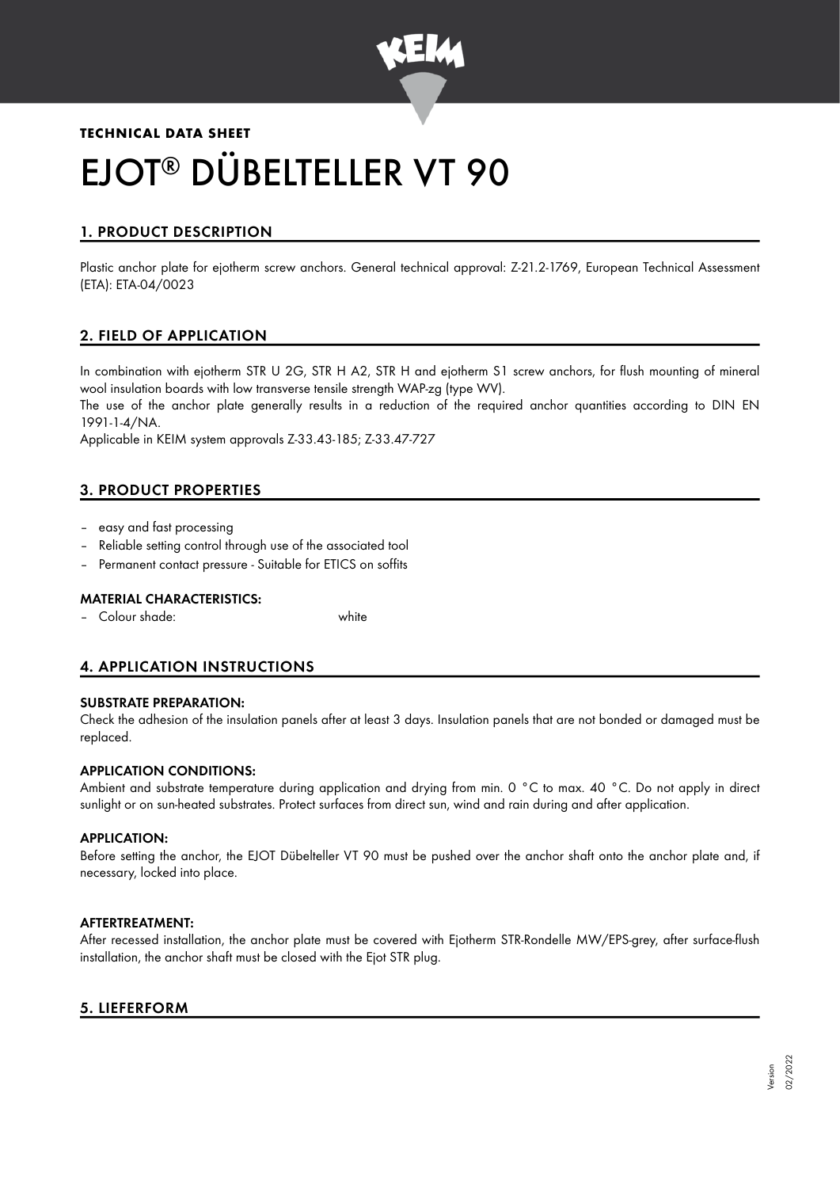**TECHNICAL DATA SHEET**

# EJOT® DÜBELTELLER VT 90

## 1. PRODUCT DESCRIPTION

Plastic anchor plate for ejotherm screw anchors. General technical approval: Z-21.2-1769, European Technical Assessment (ETA): ETA-04/0023

## 2. FIELD OF APPLICATION

In combination with ejotherm STR U 2G, STR H A2, STR H and ejotherm S1 screw anchors, for flush mounting of mineral wool insulation boards with low transverse tensile strength WAP-zg (type WV).

The use of the anchor plate generally results in a reduction of the required anchor quantities according to DIN EN 1991-1-4/NA.

Applicable in KEIM system approvals Z-33.43-185; Z-33.47-727

## 3. PRODUCT PROPERTIES

- easy and fast processing
- Reliable setting control through use of the associated tool
- Permanent contact pressure - Suitable for ETICS on soffits

### MATERIAL CHARACTERISTICS:

- Colour shade: white

## 4. APPLICATION INSTRUCTIONS

### SUBSTRATE PREPARATION:

Check the adhesion of the insulation panels after at least 3 days. Insulation panels that are not bonded or damaged must be replaced.

### APPLICATION CONDITIONS:

Ambient and substrate temperature during application and drying from min. 0 °C to max. 40 °C. Do not apply in direct sunlight or on sun-heated substrates. Protect surfaces from direct sun, wind and rain during and after application.

### APPLICATION:

Before setting the anchor, the EJOT Dübelteller VT 90 must be pushed over the anchor shaft onto the anchor plate and, if necessary, locked into place.

### AFTERTREATMENT:

After recessed installation, the anchor plate must be covered with Ejotherm STR-Rondelle MW/EPS-grey, after surface-flush installation, the anchor shaft must be closed with the Ejot STR plug.

## 5. LIEFERFORM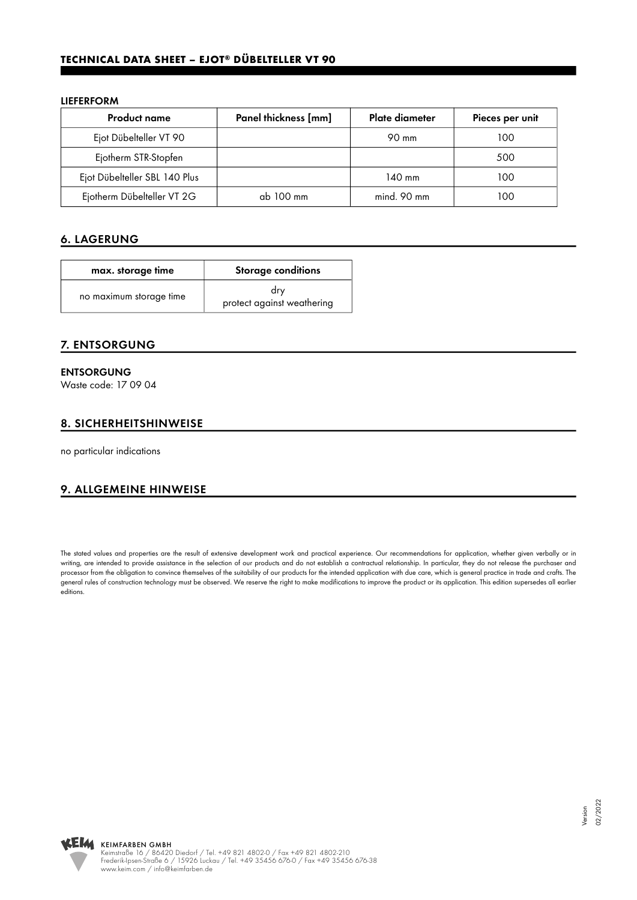## TECHNICAL DATA SHEET – EJOT® DÜBELTELLER VT 90

### LIEFERFORM

| Product name | Panel thickness [mm] | Plate diameter | Pieces per unit |
|---|---|---|---|
| Ejot Dübelteller VT 90 | | 90 mm | 100 |
| Ejotherm STR-Stopfen | | | 500 |
| Ejot Dübelteller SBL 140 Plus | | 140 mm | 100 |
| Ejotherm Dübelteller VT 2G | ab 100 mm | mind. 90 mm | 100 |

## 6. LAGERUNG

| max. storage time | Storage conditions |
|---|---|
| no maximum storage time | dry<br>protect against weathering |

## 7. ENTSORGUNG

### ENTSORGUNG

Waste code: 17 09 04

## 8. SICHERHEITSHINWEISE

no particular indications

## 9. ALLGEMEINE HINWEISE

The stated values and properties are the result of extensive development work and practical experience. Our recommendations for application, whether given verbally or in writing, are intended to provide assistance in the selection of our products and do not establish a contractual relationship. In particular, they do not release the purchaser and processor from the obligation to convince themselves of the suitability of our products for the intended application with due care, which is general practice in trade and crafts. The general rules of construction technology must be observed. We reserve the right to make modifications to improve the product or its application. This edition supersedes all earlier editions.

KEIMFARBEN GMBH
Keimstraße 16 / 86420 Diedorf / Tel. +49 821 4802-0 / Fax +49 821 4802-210
Frederik-Ipsen-Straße 6 / 15926 Luckau / Tel. +49 35456 676-0 / Fax +49 35456 676-38
www.keim.com / info@keimfarben.de

Version 02/2022